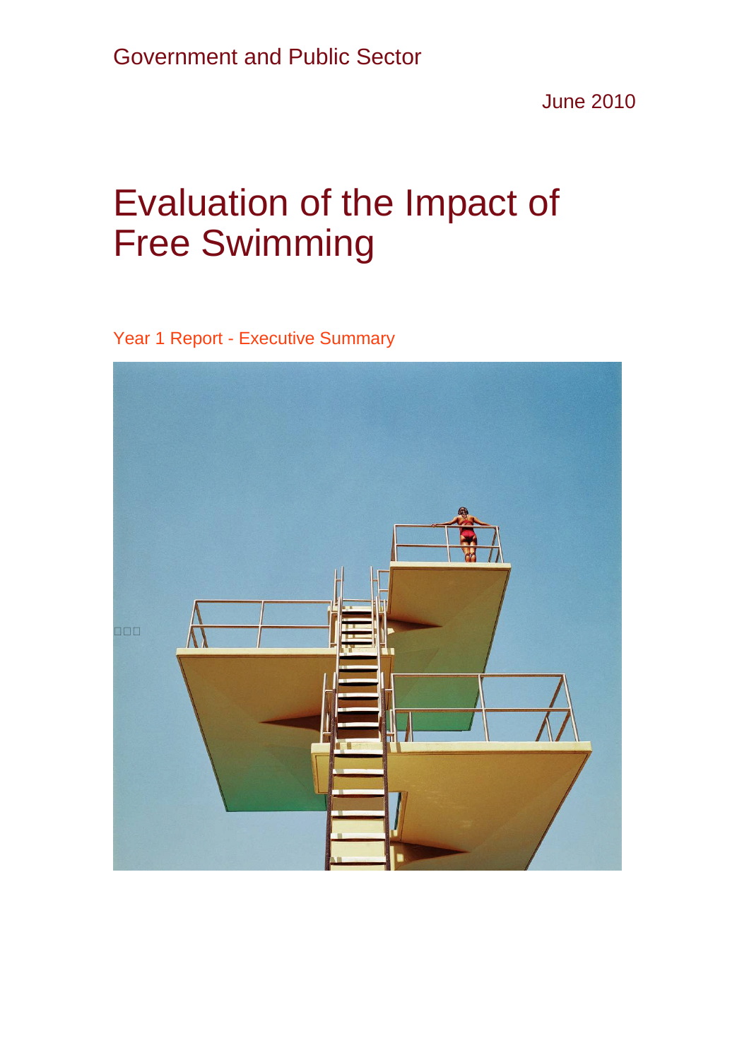Government and Public Sector

June 2010

# Evaluation of the Impact of Free Swimming

Year 1 Report - Executive Summary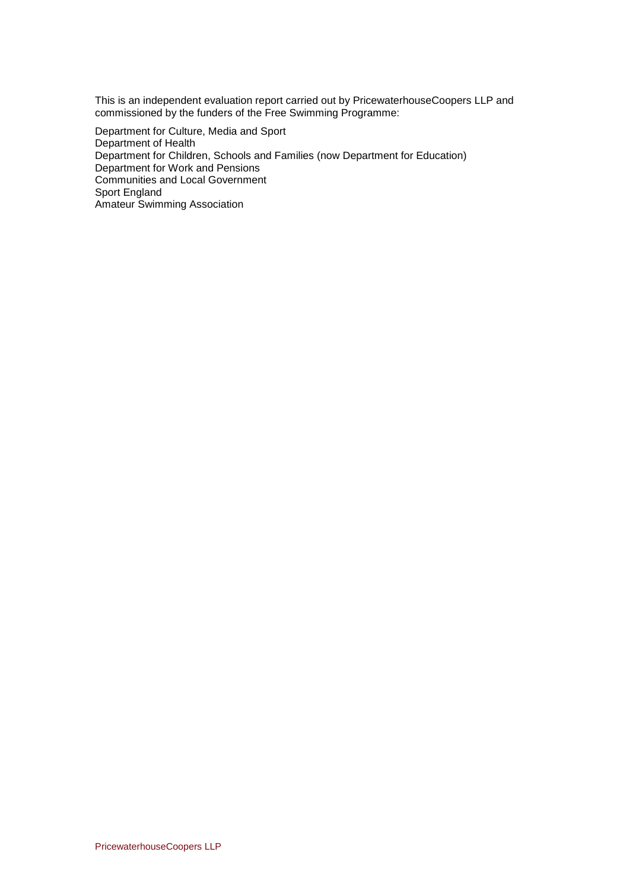This is an independent evaluation report carried out by PricewaterhouseCoopers LLP and commissioned by the funders of the Free Swimming Programme:

Department for Culture, Media and Sport
Department of Health
Department for Children, Schools and Families (now Department for Education)
Department for Work and Pensions
Communities and Local Government
Sport England
Amateur Swimming Association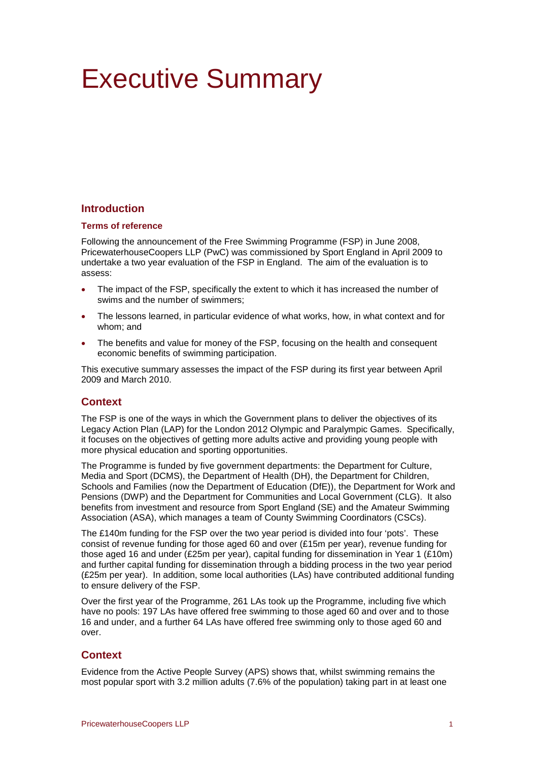# Executive Summary

## Introduction

### Terms of reference

Following the announcement of the Free Swimming Programme (FSP) in June 2008, PricewaterhouseCoopers LLP (PwC) was commissioned by Sport England in April 2009 to undertake a two year evaluation of the FSP in England. The aim of the evaluation is to assess:

- The impact of the FSP, specifically the extent to which it has increased the number of swims and the number of swimmers;
- The lessons learned, in particular evidence of what works, how, in what context and for whom; and
- The benefits and value for money of the FSP, focusing on the health and consequent economic benefits of swimming participation.

This executive summary assesses the impact of the FSP during its first year between April 2009 and March 2010.

## Context

The FSP is one of the ways in which the Government plans to deliver the objectives of its Legacy Action Plan (LAP) for the London 2012 Olympic and Paralympic Games. Specifically, it focuses on the objectives of getting more adults active and providing young people with more physical education and sporting opportunities.

The Programme is funded by five government departments: the Department for Culture, Media and Sport (DCMS), the Department of Health (DH), the Department for Children, Schools and Families (now the Department of Education (DfE)), the Department for Work and Pensions (DWP) and the Department for Communities and Local Government (CLG). It also benefits from investment and resource from Sport England (SE) and the Amateur Swimming Association (ASA), which manages a team of County Swimming Coordinators (CSCs).

The £140m funding for the FSP over the two year period is divided into four 'pots'. These consist of revenue funding for those aged 60 and over (£15m per year), revenue funding for those aged 16 and under (£25m per year), capital funding for dissemination in Year 1 (£10m) and further capital funding for dissemination through a bidding process in the two year period (£25m per year). In addition, some local authorities (LAs) have contributed additional funding to ensure delivery of the FSP.

Over the first year of the Programme, 261 LAs took up the Programme, including five which have no pools: 197 LAs have offered free swimming to those aged 60 and over and to those 16 and under, and a further 64 LAs have offered free swimming only to those aged 60 and over.

## Context

Evidence from the Active People Survey (APS) shows that, whilst swimming remains the most popular sport with 3.2 million adults (7.6% of the population) taking part in at least one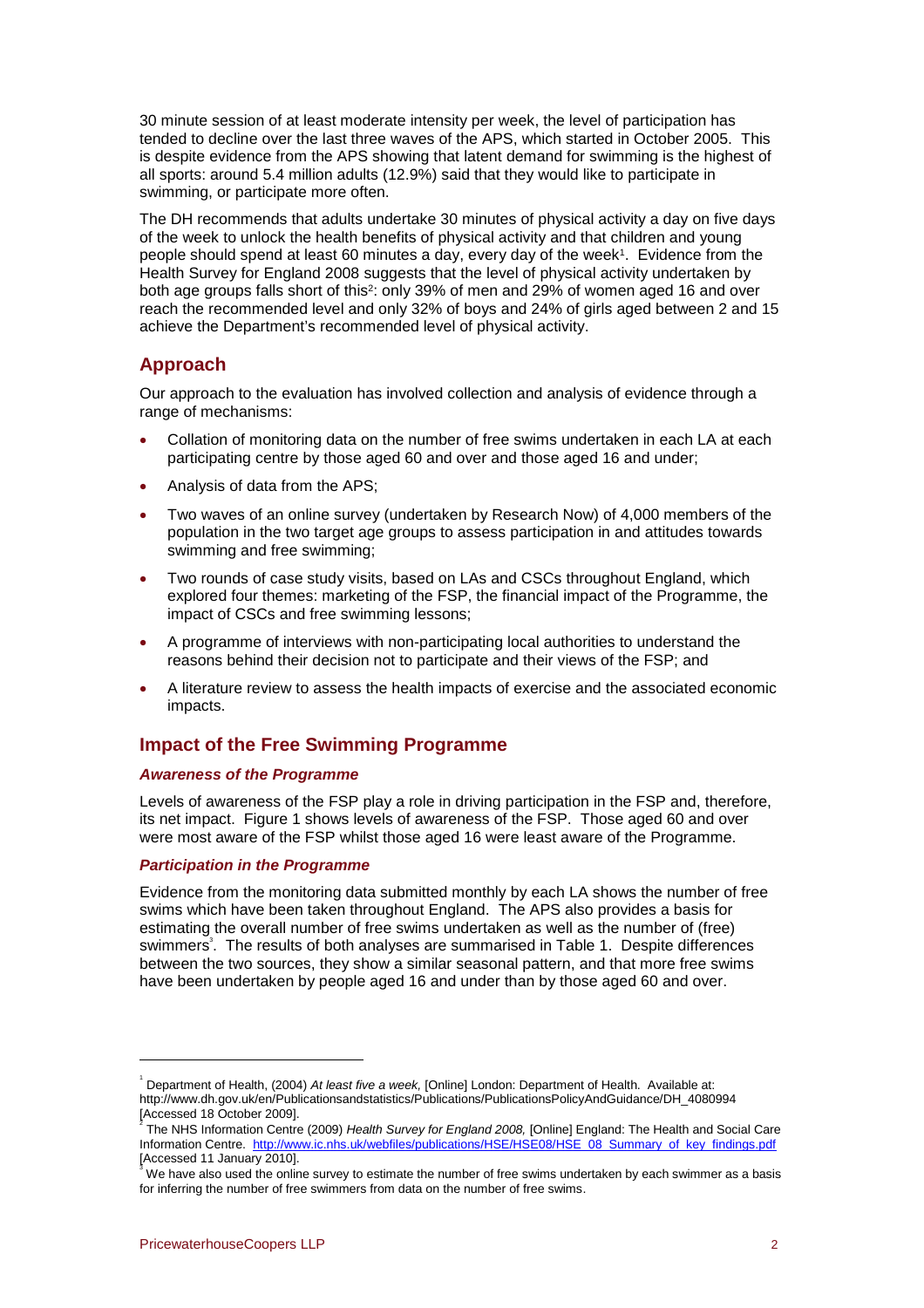30 minute session of at least moderate intensity per week, the level of participation has tended to decline over the last three waves of the APS, which started in October 2005. This is despite evidence from the APS showing that latent demand for swimming is the highest of all sports: around 5.4 million adults (12.9%) said that they would like to participate in swimming, or participate more often.

The DH recommends that adults undertake 30 minutes of physical activity a day on five days of the week to unlock the health benefits of physical activity and that children and young people should spend at least 60 minutes a day, every day of the week[1]. Evidence from the Health Survey for England 2008 suggests that the level of physical activity undertaken by both age groups falls short of this[2]: only 39% of men and 29% of women aged 16 and over reach the recommended level and only 32% of boys and 24% of girls aged between 2 and 15 achieve the Department's recommended level of physical activity.

## Approach

Our approach to the evaluation has involved collection and analysis of evidence through a range of mechanisms:

- Collation of monitoring data on the number of free swims undertaken in each LA at each participating centre by those aged 60 and over and those aged 16 and under;
- Analysis of data from the APS;
- Two waves of an online survey (undertaken by Research Now) of 4,000 members of the population in the two target age groups to assess participation in and attitudes towards swimming and free swimming;
- Two rounds of case study visits, based on LAs and CSCs throughout England, which explored four themes: marketing of the FSP, the financial impact of the Programme, the impact of CSCs and free swimming lessons;
- A programme of interviews with non-participating local authorities to understand the reasons behind their decision not to participate and their views of the FSP; and
- A literature review to assess the health impacts of exercise and the associated economic impacts.

## Impact of the Free Swimming Programme

### *Awareness of the Programme*

Levels of awareness of the FSP play a role in driving participation in the FSP and, therefore, its net impact. Figure 1 shows levels of awareness of the FSP. Those aged 60 and over were most aware of the FSP whilst those aged 16 were least aware of the Programme.

### *Participation in the Programme*

Evidence from the monitoring data submitted monthly by each LA shows the number of free swims which have been taken throughout England. The APS also provides a basis for estimating the overall number of free swims undertaken as well as the number of (free) swimmers[3]. The results of both analyses are summarised in Table 1. Despite differences between the two sources, they show a similar seasonal pattern, and that more free swims have been undertaken by people aged 16 and under than by those aged 60 and over.

---

[1] Department of Health, (2004) *At least five a week,* [Online] London: Department of Health. Available at: http://www.dh.gov.uk/en/Publicationsandstatistics/Publications/PublicationsPolicyAndGuidance/DH_4080994 [Accessed 18 October 2009].

[2] The NHS Information Centre (2009) *Health Survey for England 2008,* [Online] England: The Health and Social Care Information Centre. http://www.ic.nhs.uk/webfiles/publications/HSE/HSE08/HSE_08_Summary_of_key_findings.pdf [Accessed 11 January 2010].

[3] We have also used the online survey to estimate the number of free swims undertaken by each swimmer as a basis for inferring the number of free swimmers from data on the number of free swims.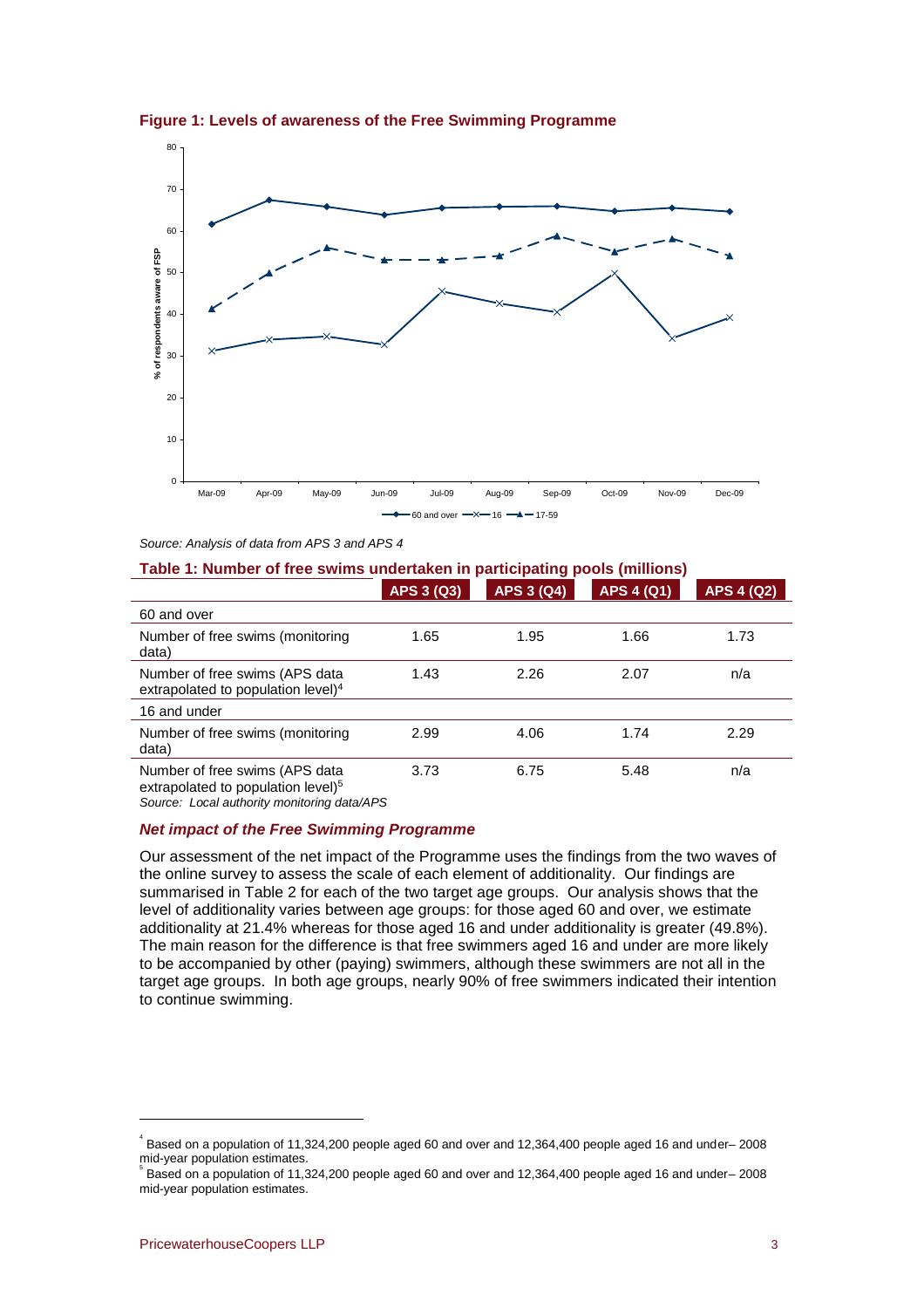**Figure 1: Levels of awareness of the Free Swimming Programme**

Source: Analysis of data from APS 3 and APS 4

**Table 1: Number of free swims undertaken in participating pools (millions)**

| | APS 3 (Q3) | APS 3 (Q4) | APS 4 (Q1) | APS 4 (Q2) |
|---|---|---|---|---|
| 60 and over | | | | |
| Number of free swims (monitoring data) | 1.65 | 1.95 | 1.66 | 1.73 |
| Number of free swims (APS data extrapolated to population level)[4] | 1.43 | 2.26 | 2.07 | n/a |
| 16 and under | | | | |
| Number of free swims (monitoring data) | 2.99 | 4.06 | 1.74 | 2.29 |
| Number of free swims (APS data extrapolated to population level)[5] | 3.73 | 6.75 | 5.48 | n/a |

*Source: Local authority monitoring data/APS*

### *Net impact of the Free Swimming Programme*

Our assessment of the net impact of the Programme uses the findings from the two waves of the online survey to assess the scale of each element of additionality. Our findings are summarised in Table 2 for each of the two target age groups. Our analysis shows that the level of additionality varies between age groups: for those aged 60 and over, we estimate additionality at 21.4% whereas for those aged 16 and under additionality is greater (49.8%). The main reason for the difference is that free swimmers aged 16 and under are more likely to be accompanied by other (paying) swimmers, although these swimmers are not all in the target age groups. In both age groups, nearly 90% of free swimmers indicated their intention to continue swimming.

[4] Based on a population of 11,324,200 people aged 60 and over and 12,364,400 people aged 16 and under– 2008 mid-year population estimates.

[5] Based on a population of 11,324,200 people aged 60 and over and 12,364,400 people aged 16 and under– 2008 mid-year population estimates.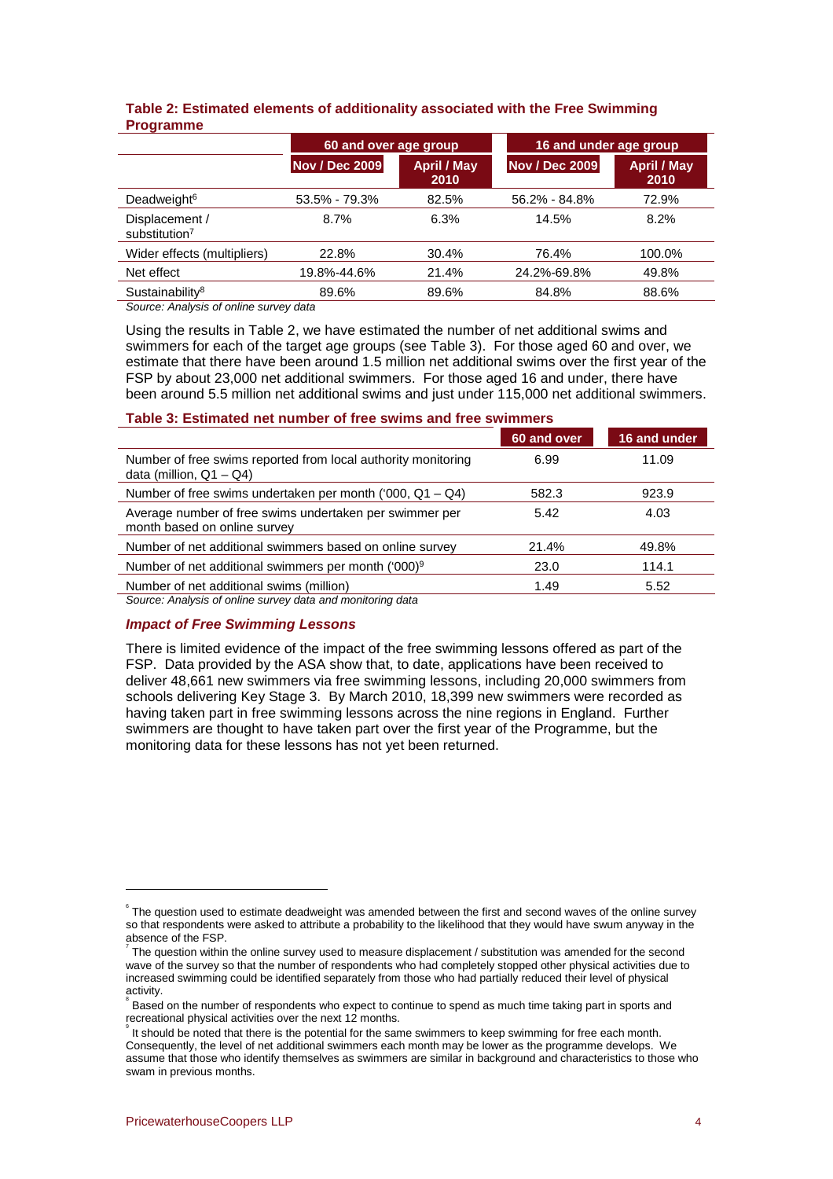**Table 2: Estimated elements of additionality associated with the Free Swimming Programme**

| | 60 and over age group | | 16 and under age group | |
|---|---|---|---|---|
| | Nov / Dec 2009 | April / May 2010 | Nov / Dec 2009 | April / May 2010 |
| Deadweight[6] | 53.5% - 79.3% | 82.5% | 56.2% - 84.8% | 72.9% |
| Displacement / substitution[7] | 8.7% | 6.3% | 14.5% | 8.2% |
| Wider effects (multipliers) | 22.8% | 30.4% | 76.4% | 100.0% |
| Net effect | 19.8%-44.6% | 21.4% | 24.2%-69.8% | 49.8% |
| Sustainability[8] | 89.6% | 89.6% | 84.8% | 88.6% |

*Source: Analysis of online survey data*

Using the results in Table 2, we have estimated the number of net additional swims and swimmers for each of the target age groups (see Table 3). For those aged 60 and over, we estimate that there have been around 1.5 million net additional swims over the first year of the FSP by about 23,000 net additional swimmers. For those aged 16 and under, there have been around 5.5 million net additional swims and just under 115,000 net additional swimmers.

**Table 3: Estimated net number of free swims and free swimmers**

| | 60 and over | 16 and under |
|---|---|---|
| Number of free swims reported from local authority monitoring data (million, Q1 – Q4) | 6.99 | 11.09 |
| Number of free swims undertaken per month ('000, Q1 – Q4) | 582.3 | 923.9 |
| Average number of free swims undertaken per swimmer per month based on online survey | 5.42 | 4.03 |
| Number of net additional swimmers based on online survey | 21.4% | 49.8% |
| Number of net additional swimmers per month ('000)[9] | 23.0 | 114.1 |
| Number of net additional swims (million) | 1.49 | 5.52 |

*Source: Analysis of online survey data and monitoring data*

### *Impact of Free Swimming Lessons*

There is limited evidence of the impact of the free swimming lessons offered as part of the FSP. Data provided by the ASA show that, to date, applications have been received to deliver 48,661 new swimmers via free swimming lessons, including 20,000 swimmers from schools delivering Key Stage 3. By March 2010, 18,399 new swimmers were recorded as having taken part in free swimming lessons across the nine regions in England. Further swimmers are thought to have taken part over the first year of the Programme, but the monitoring data for these lessons has not yet been returned.

---

[6] The question used to estimate deadweight was amended between the first and second waves of the online survey so that respondents were asked to attribute a probability to the likelihood that they would have swum anyway in the absence of the FSP.

[7] The question within the online survey used to measure displacement / substitution was amended for the second wave of the survey so that the number of respondents who had completely stopped other physical activities due to increased swimming could be identified separately from those who had partially reduced their level of physical activity.

[8] Based on the number of respondents who expect to continue to spend as much time taking part in sports and recreational physical activities over the next 12 months.

[9] It should be noted that there is the potential for the same swimmers to keep swimming for free each month. Consequently, the level of net additional swimmers each month may be lower as the programme develops. We assume that those who identify themselves as swimmers are similar in background and characteristics to those who swam in previous months.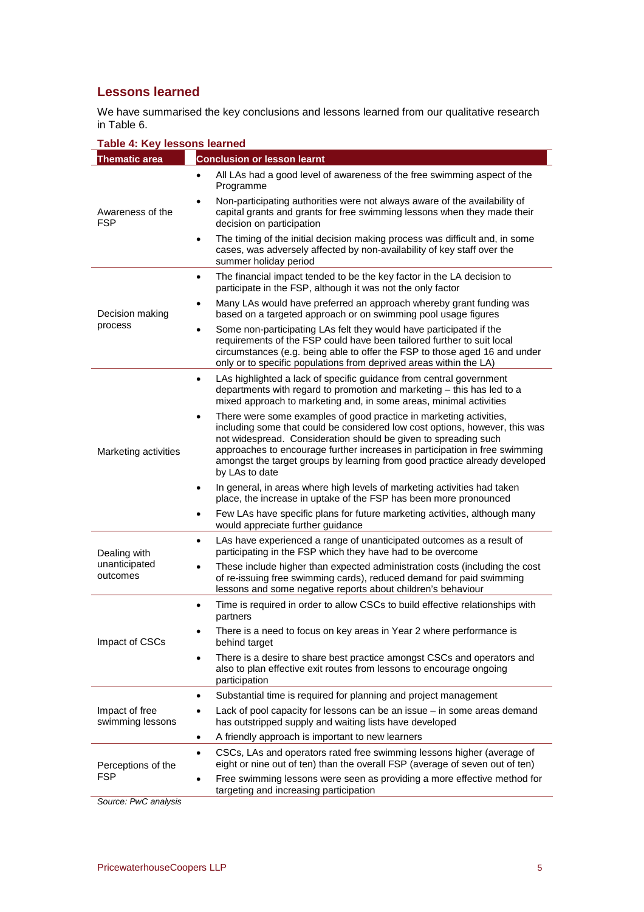## Lessons learned

We have summarised the key conclusions and lessons learned from our qualitative research in Table 6.

**Table 4: Key lessons learned**

| Thematic area | Conclusion or lesson learnt |
|---|---|
| Awareness of the FSP | • All LAs had a good level of awareness of the free swimming aspect of the Programme<br>• Non-participating authorities were not always aware of the availability of capital grants and grants for free swimming lessons when they made their decision on participation<br>• The timing of the initial decision making process was difficult and, in some cases, was adversely affected by non-availability of key staff over the summer holiday period |
| Decision making process | • The financial impact tended to be the key factor in the LA decision to participate in the FSP, although it was not the only factor<br>• Many LAs would have preferred an approach whereby grant funding was based on a targeted approach or on swimming pool usage figures<br>• Some non-participating LAs felt they would have participated if the requirements of the FSP could have been tailored further to suit local circumstances (e.g. being able to offer the FSP to those aged 16 and under only or to specific populations from deprived areas within the LA) |
| Marketing activities | • LAs highlighted a lack of specific guidance from central government departments with regard to promotion and marketing – this has led to a mixed approach to marketing and, in some areas, minimal activities<br>• There were some examples of good practice in marketing activities, including some that could be considered low cost options, however, this was not widespread. Consideration should be given to spreading such approaches to encourage further increases in participation in free swimming amongst the target groups by learning from good practice already developed by LAs to date<br>• In general, in areas where high levels of marketing activities had taken place, the increase in uptake of the FSP has been more pronounced<br>• Few LAs have specific plans for future marketing activities, although many would appreciate further guidance |
| Dealing with unanticipated outcomes | • LAs have experienced a range of unanticipated outcomes as a result of participating in the FSP which they have had to be overcome<br>• These include higher than expected administration costs (including the cost of re-issuing free swimming cards), reduced demand for paid swimming lessons and some negative reports about children's behaviour |
| Impact of CSCs | • Time is required in order to allow CSCs to build effective relationships with partners<br>• There is a need to focus on key areas in Year 2 where performance is behind target<br>• There is a desire to share best practice amongst CSCs and operators and also to plan effective exit routes from lessons to encourage ongoing participation |
| Impact of free swimming lessons | • Substantial time is required for planning and project management<br>• Lack of pool capacity for lessons can be an issue – in some areas demand has outstripped supply and waiting lists have developed<br>• A friendly approach is important to new learners |
| Perceptions of the FSP | • CSCs, LAs and operators rated free swimming lessons higher (average of eight or nine out of ten) than the overall FSP (average of seven out of ten)<br>• Free swimming lessons were seen as providing a more effective method for targeting and increasing participation |

*Source: PwC analysis*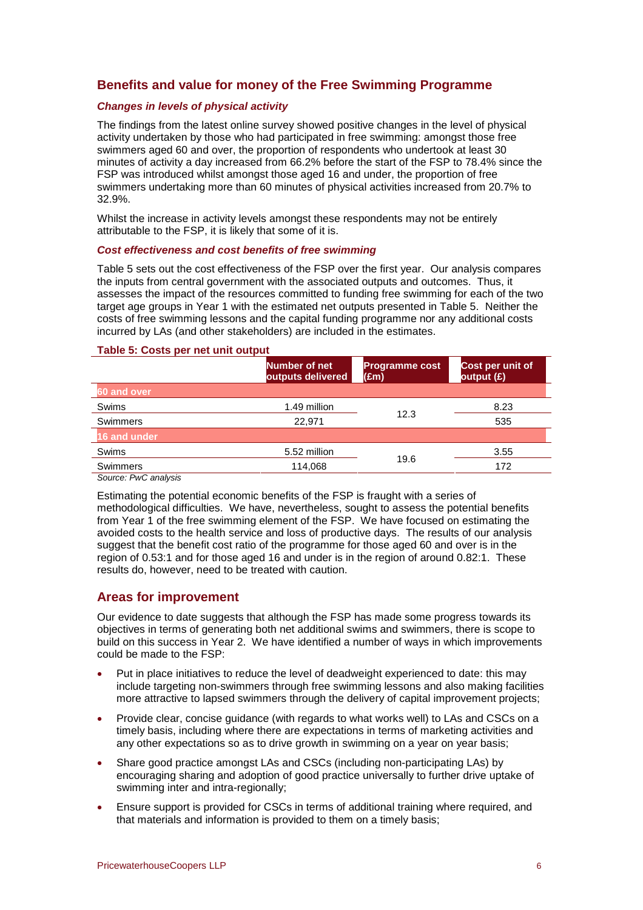## Benefits and value for money of the Free Swimming Programme

### *Changes in levels of physical activity*

The findings from the latest online survey showed positive changes in the level of physical activity undertaken by those who had participated in free swimming: amongst those free swimmers aged 60 and over, the proportion of respondents who undertook at least 30 minutes of activity a day increased from 66.2% before the start of the FSP to 78.4% since the FSP was introduced whilst amongst those aged 16 and under, the proportion of free swimmers undertaking more than 60 minutes of physical activities increased from 20.7% to 32.9%.

Whilst the increase in activity levels amongst these respondents may not be entirely attributable to the FSP, it is likely that some of it is.

### *Cost effectiveness and cost benefits of free swimming*

Table 5 sets out the cost effectiveness of the FSP over the first year. Our analysis compares the inputs from central government with the associated outputs and outcomes. Thus, it assesses the impact of the resources committed to funding free swimming for each of the two target age groups in Year 1 with the estimated net outputs presented in Table 5. Neither the costs of free swimming lessons and the capital funding programme nor any additional costs incurred by LAs (and other stakeholders) are included in the estimates.

**Table 5: Costs per net unit output**

| | Number of net outputs delivered | Programme cost (£m) | Cost per unit of output (£) |
|---|---|---|---|
| **60 and over** | | | |
| Swims | 1.49 million | 12.3 | 8.23 |
| Swimmers | 22,971 | | 535 |
| **16 and under** | | | |
| Swims | 5.52 million | 19.6 | 3.55 |
| Swimmers | 114,068 | | 172 |

*Source: PwC analysis*

Estimating the potential economic benefits of the FSP is fraught with a series of methodological difficulties. We have, nevertheless, sought to assess the potential benefits from Year 1 of the free swimming element of the FSP. We have focused on estimating the avoided costs to the health service and loss of productive days. The results of our analysis suggest that the benefit cost ratio of the programme for those aged 60 and over is in the region of 0.53:1 and for those aged 16 and under is in the region of around 0.82:1. These results do, however, need to be treated with caution.

## Areas for improvement

Our evidence to date suggests that although the FSP has made some progress towards its objectives in terms of generating both net additional swims and swimmers, there is scope to build on this success in Year 2. We have identified a number of ways in which improvements could be made to the FSP:

- Put in place initiatives to reduce the level of deadweight experienced to date: this may include targeting non-swimmers through free swimming lessons and also making facilities more attractive to lapsed swimmers through the delivery of capital improvement projects;
- Provide clear, concise guidance (with regards to what works well) to LAs and CSCs on a timely basis, including where there are expectations in terms of marketing activities and any other expectations so as to drive growth in swimming on a year on year basis;
- Share good practice amongst LAs and CSCs (including non-participating LAs) by encouraging sharing and adoption of good practice universally to further drive uptake of swimming inter and intra-regionally;
- Ensure support is provided for CSCs in terms of additional training where required, and that materials and information is provided to them on a timely basis;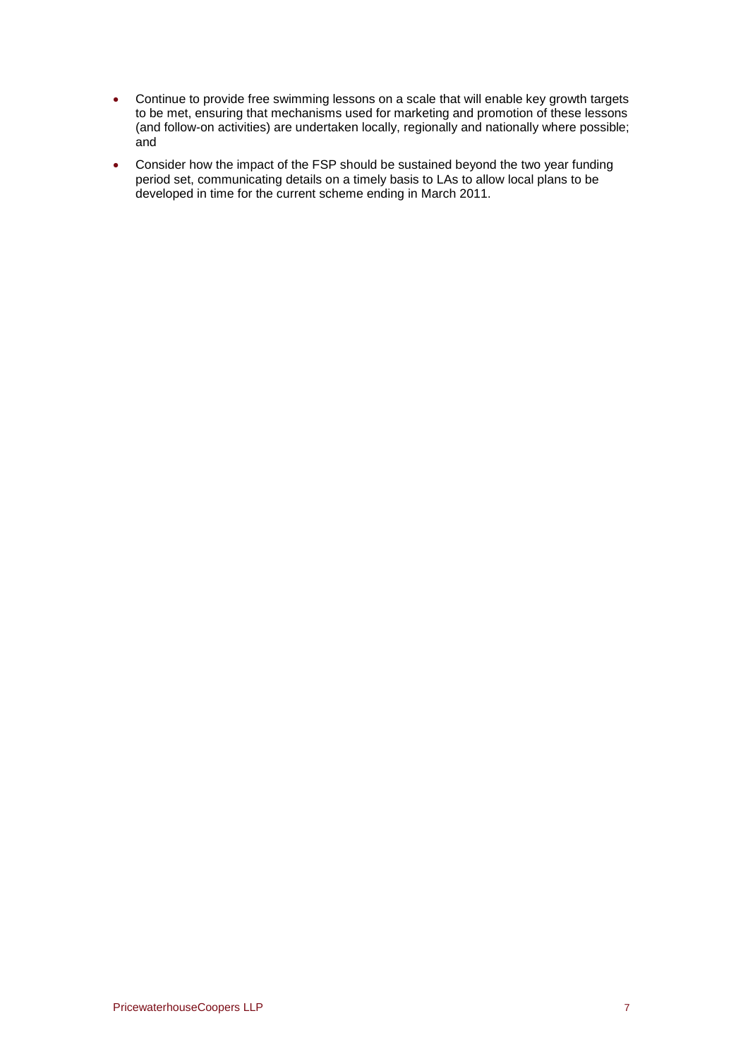- Continue to provide free swimming lessons on a scale that will enable key growth targets to be met, ensuring that mechanisms used for marketing and promotion of these lessons (and follow-on activities) are undertaken locally, regionally and nationally where possible; and
- Consider how the impact of the FSP should be sustained beyond the two year funding period set, communicating details on a timely basis to LAs to allow local plans to be developed in time for the current scheme ending in March 2011.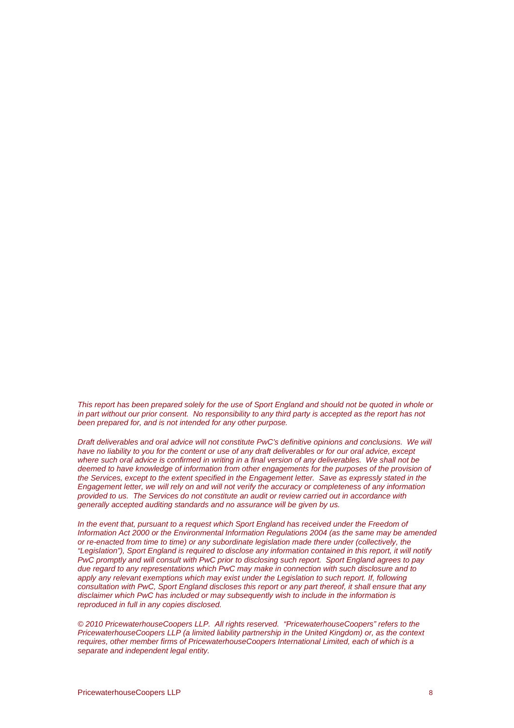*This report has been prepared solely for the use of Sport England and should not be quoted in whole or in part without our prior consent. No responsibility to any third party is accepted as the report has not been prepared for, and is not intended for any other purpose.*

*Draft deliverables and oral advice will not constitute PwC's definitive opinions and conclusions. We will have no liability to you for the content or use of any draft deliverables or for our oral advice, except where such oral advice is confirmed in writing in a final version of any deliverables. We shall not be deemed to have knowledge of information from other engagements for the purposes of the provision of the Services, except to the extent specified in the Engagement letter. Save as expressly stated in the Engagement letter, we will rely on and will not verify the accuracy or completeness of any information provided to us. The Services do not constitute an audit or review carried out in accordance with generally accepted auditing standards and no assurance will be given by us.*

*In the event that, pursuant to a request which Sport England has received under the Freedom of Information Act 2000 or the Environmental Information Regulations 2004 (as the same may be amended or re-enacted from time to time) or any subordinate legislation made there under (collectively, the "Legislation"), Sport England is required to disclose any information contained in this report, it will notify PwC promptly and will consult with PwC prior to disclosing such report. Sport England agrees to pay due regard to any representations which PwC may make in connection with such disclosure and to apply any relevant exemptions which may exist under the Legislation to such report. If, following consultation with PwC, Sport England discloses this report or any part thereof, it shall ensure that any disclaimer which PwC has included or may subsequently wish to include in the information is reproduced in full in any copies disclosed.*

*© 2010 PricewaterhouseCoopers LLP. All rights reserved. "PricewaterhouseCoopers" refers to the PricewaterhouseCoopers LLP (a limited liability partnership in the United Kingdom) or, as the context requires, other member firms of PricewaterhouseCoopers International Limited, each of which is a separate and independent legal entity.*